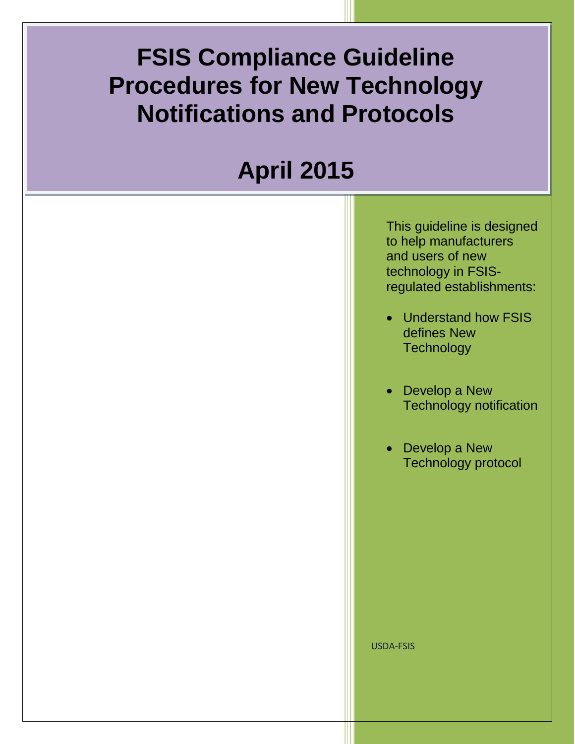# FSIS Compliance Guideline Procedures for New Technology Notifications and Protocols

## April 2015

This guideline is designed to help manufacturers and users of new technology in FSIS-regulated establishments:

- Understand how FSIS defines New Technology
- Develop a New Technology notification
- Develop a New Technology protocol

USDA-FSIS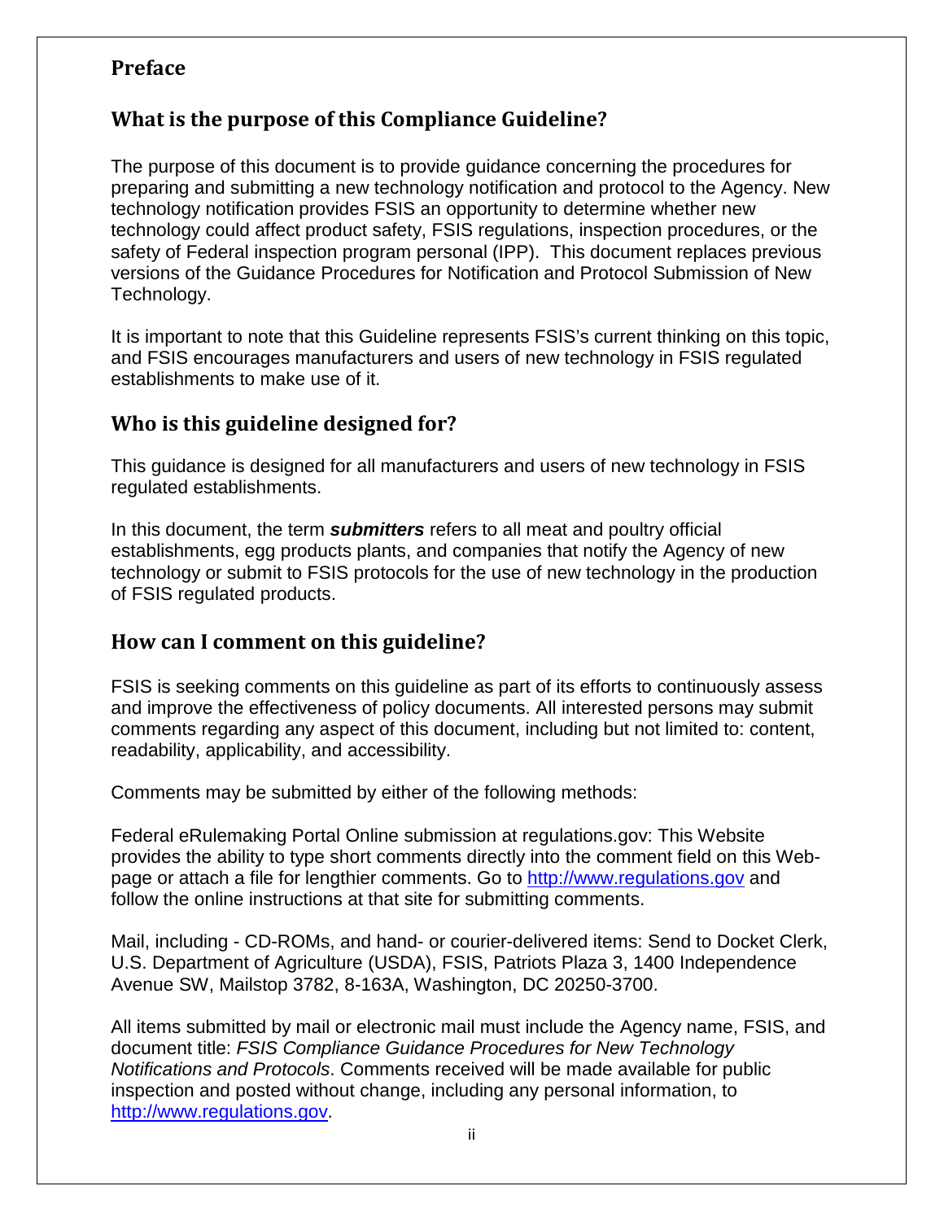# Preface

## What is the purpose of this Compliance Guideline?

The purpose of this document is to provide guidance concerning the procedures for preparing and submitting a new technology notification and protocol to the Agency. New technology notification provides FSIS an opportunity to determine whether new technology could affect product safety, FSIS regulations, inspection procedures, or the safety of Federal inspection program personal (IPP). This document replaces previous versions of the Guidance Procedures for Notification and Protocol Submission of New Technology.

It is important to note that this Guideline represents FSIS's current thinking on this topic, and FSIS encourages manufacturers and users of new technology in FSIS regulated establishments to make use of it.

## Who is this guideline designed for?

This guidance is designed for all manufacturers and users of new technology in FSIS regulated establishments.

In this document, the term ***submitters*** refers to all meat and poultry official establishments, egg products plants, and companies that notify the Agency of new technology or submit to FSIS protocols for the use of new technology in the production of FSIS regulated products.

## How can I comment on this guideline?

FSIS is seeking comments on this guideline as part of its efforts to continuously assess and improve the effectiveness of policy documents. All interested persons may submit comments regarding any aspect of this document, including but not limited to: content, readability, applicability, and accessibility.

Comments may be submitted by either of the following methods:

Federal eRulemaking Portal Online submission at regulations.gov: This Website provides the ability to type short comments directly into the comment field on this Web-page or attach a file for lengthier comments. Go to http://www.regulations.gov and follow the online instructions at that site for submitting comments.

Mail, including - CD-ROMs, and hand- or courier-delivered items: Send to Docket Clerk, U.S. Department of Agriculture (USDA), FSIS, Patriots Plaza 3, 1400 Independence Avenue SW, Mailstop 3782, 8-163A, Washington, DC 20250-3700.

All items submitted by mail or electronic mail must include the Agency name, FSIS, and document title: *FSIS Compliance Guidance Procedures for New Technology Notifications and Protocols*. Comments received will be made available for public inspection and posted without change, including any personal information, to http://www.regulations.gov.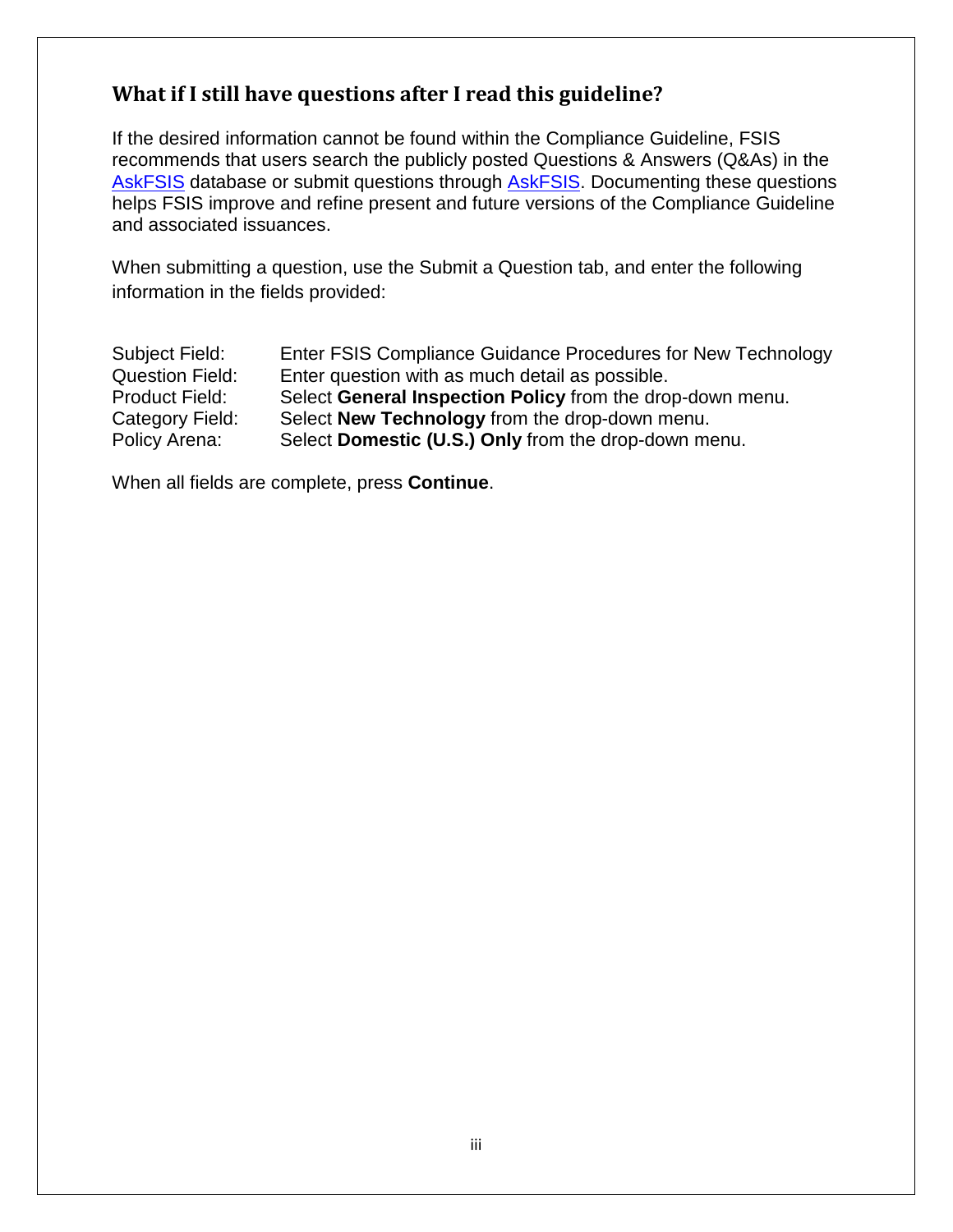## What if I still have questions after I read this guideline?

If the desired information cannot be found within the Compliance Guideline, FSIS recommends that users search the publicly posted Questions & Answers (Q&As) in the AskFSIS database or submit questions through AskFSIS. Documenting these questions helps FSIS improve and refine present and future versions of the Compliance Guideline and associated issuances.

When submitting a question, use the Submit a Question tab, and enter the following information in the fields provided:

| | |
|---|---|
| Subject Field: | Enter FSIS Compliance Guidance Procedures for New Technology |
| Question Field: | Enter question with as much detail as possible. |
| Product Field: | Select **General Inspection Policy** from the drop-down menu. |
| Category Field: | Select **New Technology** from the drop-down menu. |
| Policy Arena: | Select **Domestic (U.S.) Only** from the drop-down menu. |

When all fields are complete, press **Continue**.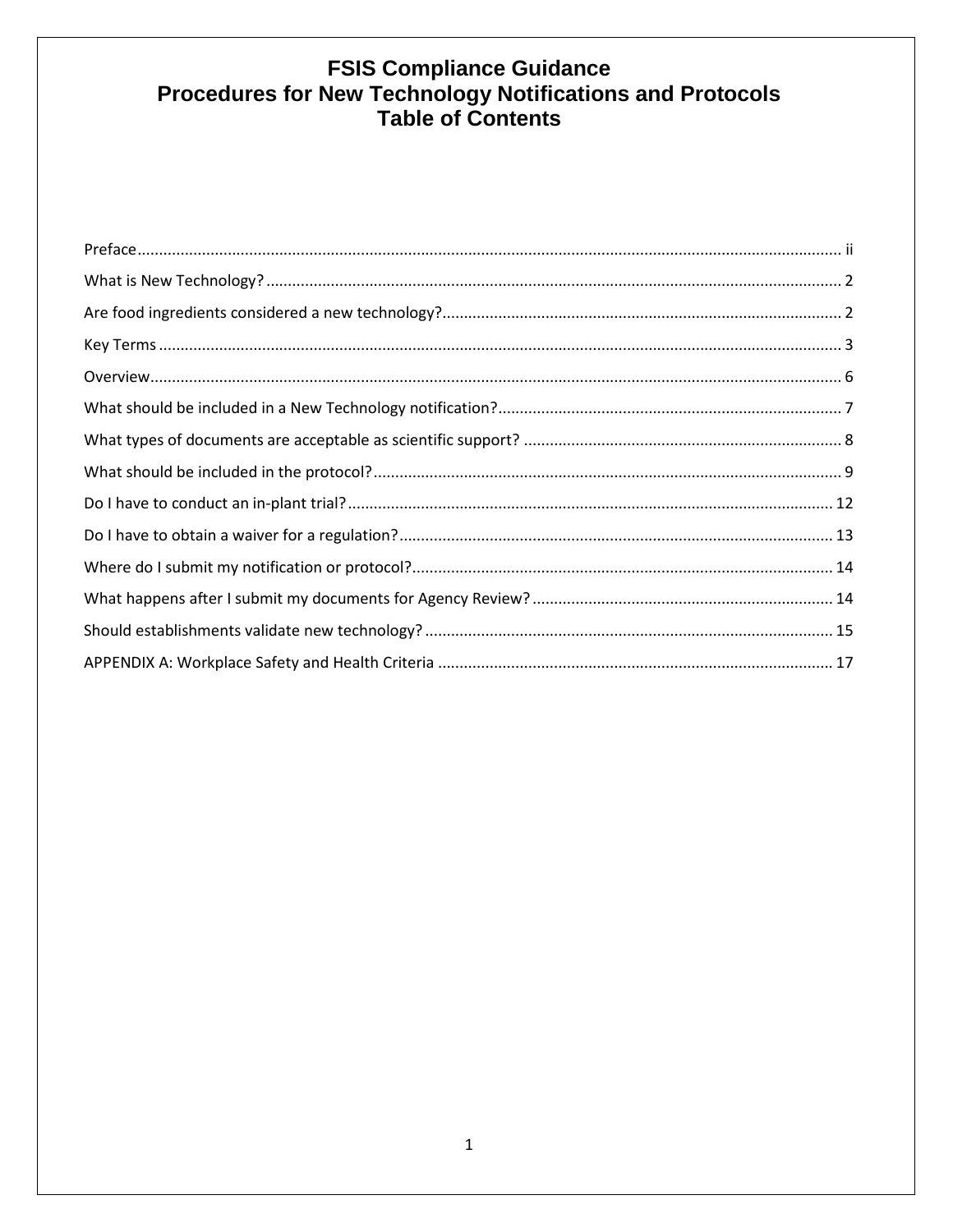# FSIS Compliance Guidance
# Procedures for New Technology Notifications and Protocols
# Table of Contents

Preface ........................................................................................................................ ii

What is New Technology? ........................................................................................... 2

Are food ingredients considered a new technology? .................................................... 2

Key Terms ................................................................................................................... 3

Overview ..................................................................................................................... 6

What should be included in a New Technology notification? ....................................... 7

What types of documents are acceptable as scientific support? .................................. 8

What should be included in the protocol? .................................................................... 9

Do I have to conduct an in-plant trial? ........................................................................ 12

Do I have to obtain a waiver for a regulation? ............................................................ 13

Where do I submit my notification or protocol? ........................................................... 14

What happens after I submit my documents for Agency Review? .............................. 14

Should establishments validate new technology? ....................................................... 15

APPENDIX A: Workplace Safety and Health Criteria .................................................. 17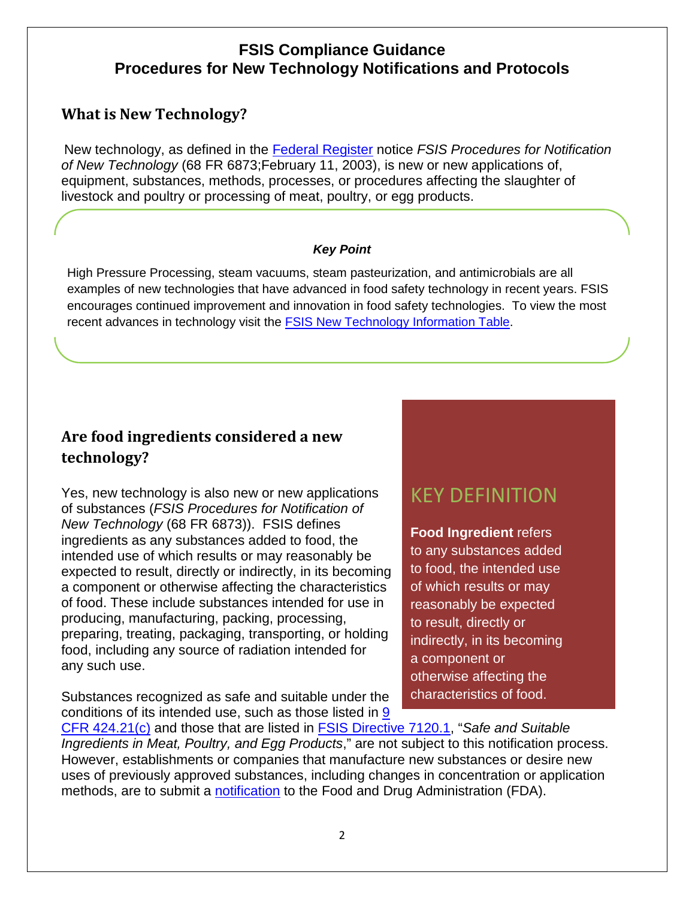# FSIS Compliance Guidance
# Procedures for New Technology Notifications and Protocols

## What is New Technology?

New technology, as defined in the Federal Register notice *FSIS Procedures for Notification of New Technology* (68 FR 6873;February 11, 2003), is new or new applications of, equipment, substances, methods, processes, or procedures affecting the slaughter of livestock and poultry or processing of meat, poultry, or egg products.

***Key Point***

High Pressure Processing, steam vacuums, steam pasteurization, and antimicrobials are all examples of new technologies that have advanced in food safety technology in recent years. FSIS encourages continued improvement and innovation in food safety technologies. To view the most recent advances in technology visit the FSIS New Technology Information Table.

## Are food ingredients considered a new technology?

Yes, new technology is also new or new applications of substances (*FSIS Procedures for Notification of New Technology* (68 FR 6873)). FSIS defines ingredients as any substances added to food, the intended use of which results or may reasonably be expected to result, directly or indirectly, in its becoming a component or otherwise affecting the characteristics of food. These include substances intended for use in producing, manufacturing, packing, processing, preparing, treating, packaging, transporting, or holding food, including any source of radiation intended for any such use.

> KEY DEFINITION
>
> **Food Ingredient** refers to any substances added to food, the intended use of which results or may reasonably be expected to result, directly or indirectly, in its becoming a component or otherwise affecting the characteristics of food.

Substances recognized as safe and suitable under the conditions of its intended use, such as those listed in 9 CFR 424.21(c) and those that are listed in FSIS Directive 7120.1, "*Safe and Suitable Ingredients in Meat, Poultry, and Egg Products*," are not subject to this notification process. However, establishments or companies that manufacture new substances or desire new uses of previously approved substances, including changes in concentration or application methods, are to submit a notification to the Food and Drug Administration (FDA).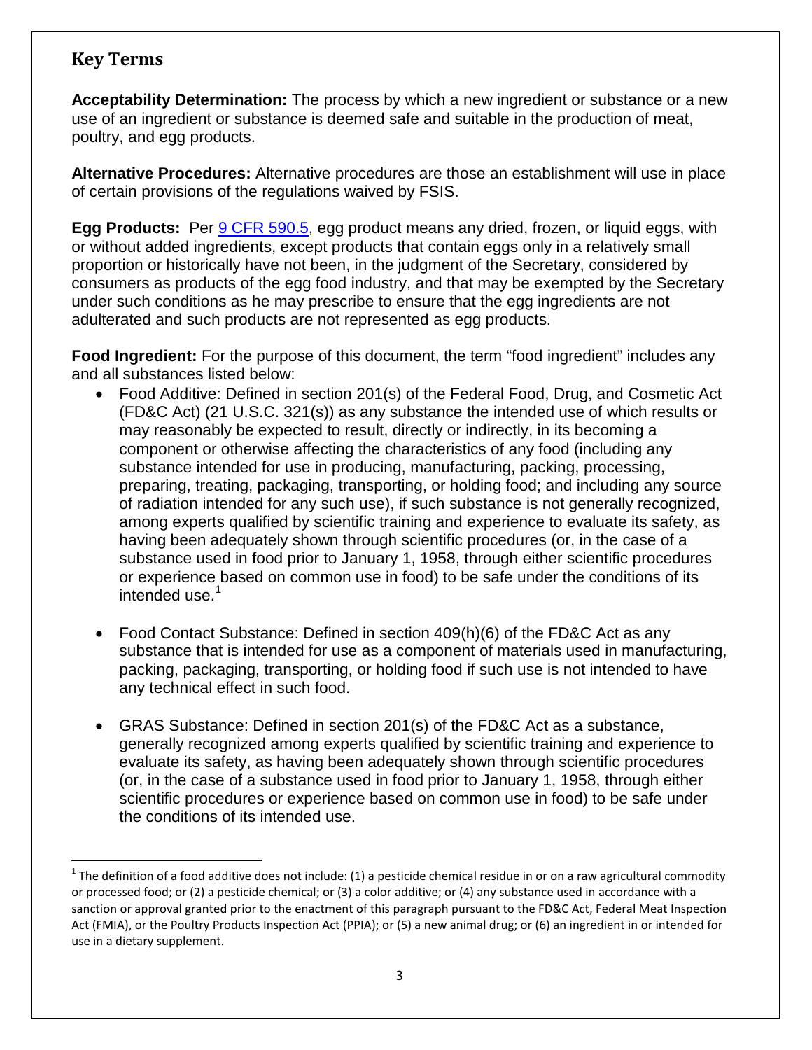## Key Terms

**Acceptability Determination:** The process by which a new ingredient or substance or a new use of an ingredient or substance is deemed safe and suitable in the production of meat, poultry, and egg products.

**Alternative Procedures:** Alternative procedures are those an establishment will use in place of certain provisions of the regulations waived by FSIS.

**Egg Products:** Per [9 CFR 590.5](), egg product means any dried, frozen, or liquid eggs, with or without added ingredients, except products that contain eggs only in a relatively small proportion or historically have not been, in the judgment of the Secretary, considered by consumers as products of the egg food industry, and that may be exempted by the Secretary under such conditions as he may prescribe to ensure that the egg ingredients are not adulterated and such products are not represented as egg products.

**Food Ingredient:** For the purpose of this document, the term "food ingredient" includes any and all substances listed below:

- Food Additive: Defined in section 201(s) of the Federal Food, Drug, and Cosmetic Act (FD&C Act) (21 U.S.C. 321(s)) as any substance the intended use of which results or may reasonably be expected to result, directly or indirectly, in its becoming a component or otherwise affecting the characteristics of any food (including any substance intended for use in producing, manufacturing, packing, processing, preparing, treating, packaging, transporting, or holding food; and including any source of radiation intended for any such use), if such substance is not generally recognized, among experts qualified by scientific training and experience to evaluate its safety, as having been adequately shown through scientific procedures (or, in the case of a substance used in food prior to January 1, 1958, through either scientific procedures or experience based on common use in food) to be safe under the conditions of its intended use.[1]

- Food Contact Substance: Defined in section 409(h)(6) of the FD&C Act as any substance that is intended for use as a component of materials used in manufacturing, packing, packaging, transporting, or holding food if such use is not intended to have any technical effect in such food.

- GRAS Substance: Defined in section 201(s) of the FD&C Act as a substance, generally recognized among experts qualified by scientific training and experience to evaluate its safety, as having been adequately shown through scientific procedures (or, in the case of a substance used in food prior to January 1, 1958, through either scientific procedures or experience based on common use in food) to be safe under the conditions of its intended use.

---

[1] The definition of a food additive does not include: (1) a pesticide chemical residue in or on a raw agricultural commodity or processed food; or (2) a pesticide chemical; or (3) a color additive; or (4) any substance used in accordance with a sanction or approval granted prior to the enactment of this paragraph pursuant to the FD&C Act, Federal Meat Inspection Act (FMIA), or the Poultry Products Inspection Act (PPIA); or (5) a new animal drug; or (6) an ingredient in or intended for use in a dietary supplement.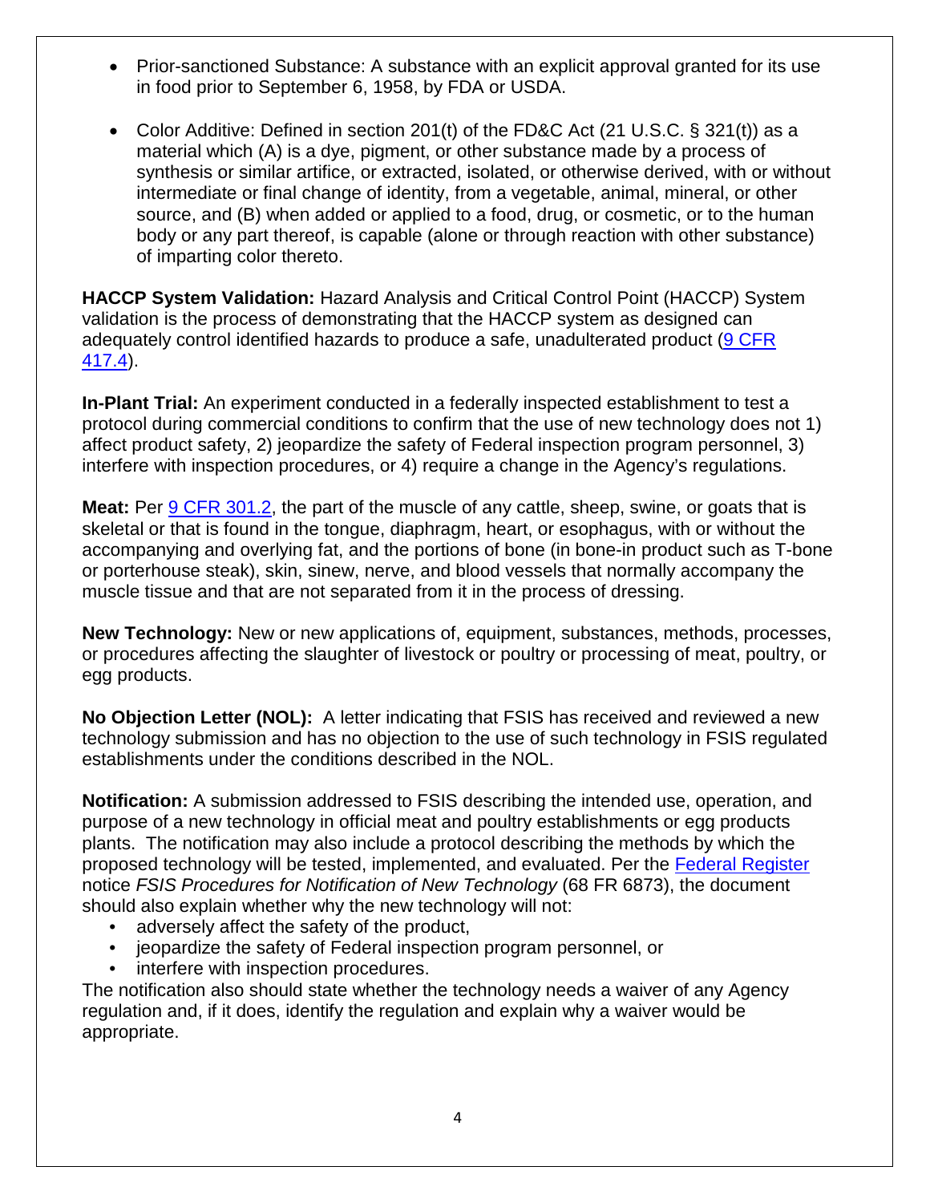- Prior-sanctioned Substance: A substance with an explicit approval granted for its use in food prior to September 6, 1958, by FDA or USDA.

- Color Additive: Defined in section 201(t) of the FD&C Act (21 U.S.C. § 321(t)) as a material which (A) is a dye, pigment, or other substance made by a process of synthesis or similar artifice, or extracted, isolated, or otherwise derived, with or without intermediate or final change of identity, from a vegetable, animal, mineral, or other source, and (B) when added or applied to a food, drug, or cosmetic, or to the human body or any part thereof, is capable (alone or through reaction with other substance) of imparting color thereto.

**HACCP System Validation:** Hazard Analysis and Critical Control Point (HACCP) System validation is the process of demonstrating that the HACCP system as designed can adequately control identified hazards to produce a safe, unadulterated product (9 CFR 417.4).

**In-Plant Trial:** An experiment conducted in a federally inspected establishment to test a protocol during commercial conditions to confirm that the use of new technology does not 1) affect product safety, 2) jeopardize the safety of Federal inspection program personnel, 3) interfere with inspection procedures, or 4) require a change in the Agency's regulations.

**Meat:** Per 9 CFR 301.2, the part of the muscle of any cattle, sheep, swine, or goats that is skeletal or that is found in the tongue, diaphragm, heart, or esophagus, with or without the accompanying and overlying fat, and the portions of bone (in bone-in product such as T-bone or porterhouse steak), skin, sinew, nerve, and blood vessels that normally accompany the muscle tissue and that are not separated from it in the process of dressing.

**New Technology:** New or new applications of, equipment, substances, methods, processes, or procedures affecting the slaughter of livestock or poultry or processing of meat, poultry, or egg products.

**No Objection Letter (NOL):** A letter indicating that FSIS has received and reviewed a new technology submission and has no objection to the use of such technology in FSIS regulated establishments under the conditions described in the NOL.

**Notification:** A submission addressed to FSIS describing the intended use, operation, and purpose of a new technology in official meat and poultry establishments or egg products plants. The notification may also include a protocol describing the methods by which the proposed technology will be tested, implemented, and evaluated. Per the Federal Register notice *FSIS Procedures for Notification of New Technology* (68 FR 6873), the document should also explain whether why the new technology will not:

- adversely affect the safety of the product,
- jeopardize the safety of Federal inspection program personnel, or
- interfere with inspection procedures.

The notification also should state whether the technology needs a waiver of any Agency regulation and, if it does, identify the regulation and explain why a waiver would be appropriate.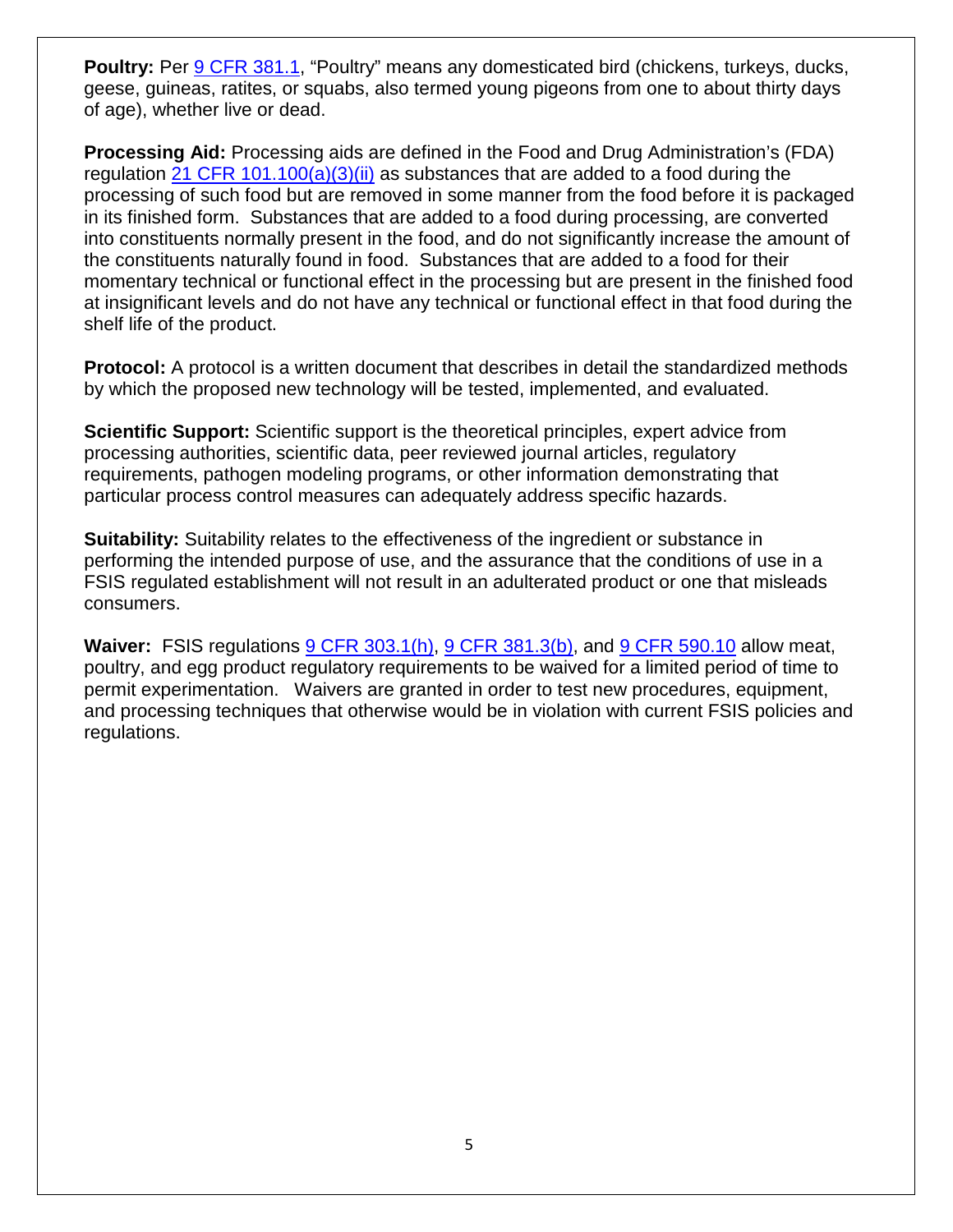**Poultry:** Per 9 CFR 381.1, "Poultry" means any domesticated bird (chickens, turkeys, ducks, geese, guineas, ratites, or squabs, also termed young pigeons from one to about thirty days of age), whether live or dead.

**Processing Aid:** Processing aids are defined in the Food and Drug Administration's (FDA) regulation 21 CFR 101.100(a)(3)(ii) as substances that are added to a food during the processing of such food but are removed in some manner from the food before it is packaged in its finished form. Substances that are added to a food during processing, are converted into constituents normally present in the food, and do not significantly increase the amount of the constituents naturally found in food. Substances that are added to a food for their momentary technical or functional effect in the processing but are present in the finished food at insignificant levels and do not have any technical or functional effect in that food during the shelf life of the product.

**Protocol:** A protocol is a written document that describes in detail the standardized methods by which the proposed new technology will be tested, implemented, and evaluated.

**Scientific Support:** Scientific support is the theoretical principles, expert advice from processing authorities, scientific data, peer reviewed journal articles, regulatory requirements, pathogen modeling programs, or other information demonstrating that particular process control measures can adequately address specific hazards.

**Suitability:** Suitability relates to the effectiveness of the ingredient or substance in performing the intended purpose of use, and the assurance that the conditions of use in a FSIS regulated establishment will not result in an adulterated product or one that misleads consumers.

**Waiver:** FSIS regulations 9 CFR 303.1(h), 9 CFR 381.3(b), and 9 CFR 590.10 allow meat, poultry, and egg product regulatory requirements to be waived for a limited period of time to permit experimentation. Waivers are granted in order to test new procedures, equipment, and processing techniques that otherwise would be in violation with current FSIS policies and regulations.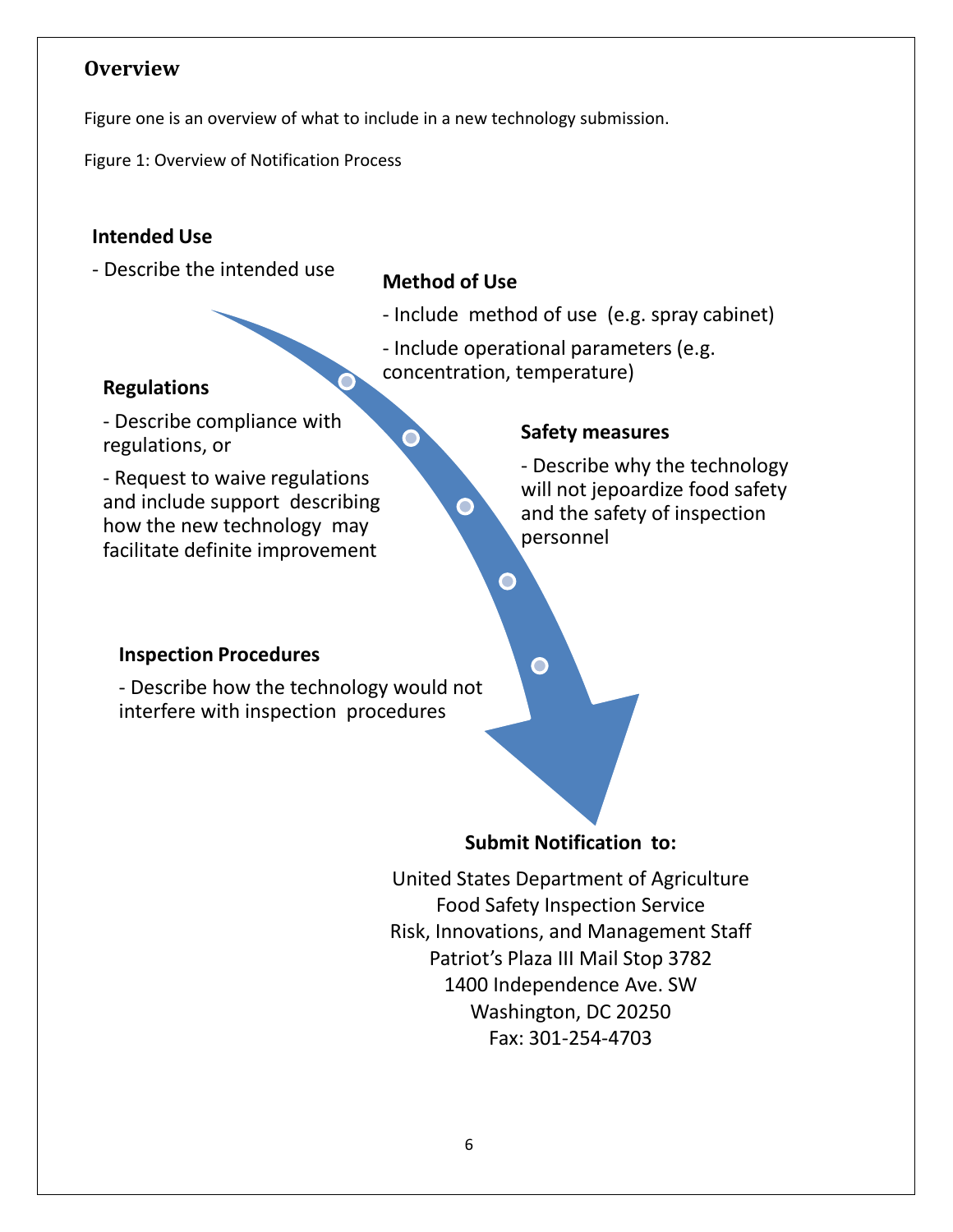## Overview

Figure one is an overview of what to include in a new technology submission.

Figure 1: Overview of Notification Process

**Intended Use**

- Describe the intended use

**Method of Use**

- Include method of use (e.g. spray cabinet)
- Include operational parameters (e.g. concentration, temperature)

**Regulations**

- Describe compliance with regulations, or
- Request to waive regulations and include support describing how the new technology may facilitate definite improvement

**Safety measures**

- Describe why the technology will not jeopardize food safety and the safety of inspection personnel

**Inspection Procedures**

- Describe how the technology would not interfere with inspection procedures

**Submit Notification to:**

United States Department of Agriculture
Food Safety Inspection Service
Risk, Innovations, and Management Staff
Patriot's Plaza III Mail Stop 3782
1400 Independence Ave. SW
Washington, DC 20250
Fax: 301-254-4703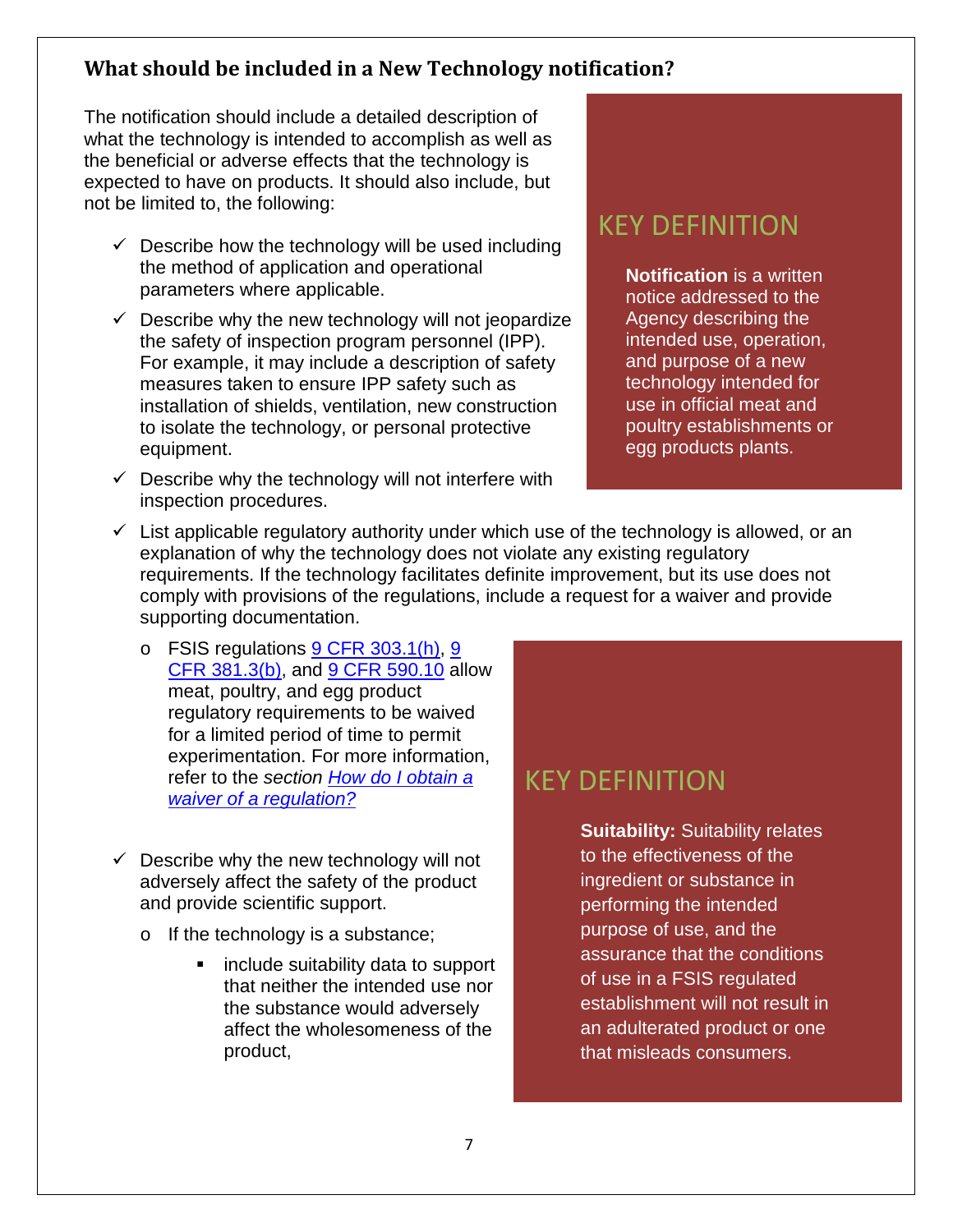## What should be included in a New Technology notification?

The notification should include a detailed description of what the technology is intended to accomplish as well as the beneficial or adverse effects that the technology is expected to have on products. It should also include, but not be limited to, the following:

> ### KEY DEFINITION
>
> **Notification** is a written notice addressed to the Agency describing the intended use, operation, and purpose of a new technology intended for use in official meat and poultry establishments or egg products plants.

- ✓ Describe how the technology will be used including the method of application and operational parameters where applicable.
- ✓ Describe why the new technology will not jeopardize the safety of inspection program personnel (IPP). For example, it may include a description of safety measures taken to ensure IPP safety such as installation of shields, ventilation, new construction to isolate the technology, or personal protective equipment.
- ✓ Describe why the technology will not interfere with inspection procedures.
- ✓ List applicable regulatory authority under which use of the technology is allowed, or an explanation of why the technology does not violate any existing regulatory requirements. If the technology facilitates definite improvement, but its use does not comply with provisions of the regulations, include a request for a waiver and provide supporting documentation.
  - FSIS regulations 9 CFR 303.1(h), 9 CFR 381.3(b), and 9 CFR 590.10 allow meat, poultry, and egg product regulatory requirements to be waived for a limited period of time to permit experimentation. For more information, refer to the *section* *How do I obtain a waiver of a regulation?*
- ✓ Describe why the new technology will not adversely affect the safety of the product and provide scientific support.
  - If the technology is a substance;
    - include suitability data to support that neither the intended use nor the substance would adversely affect the wholesomeness of the product,

> ### KEY DEFINITION
>
> **Suitability:** Suitability relates to the effectiveness of the ingredient or substance in performing the intended purpose of use, and the assurance that the conditions of use in a FSIS regulated establishment will not result in an adulterated product or one that misleads consumers.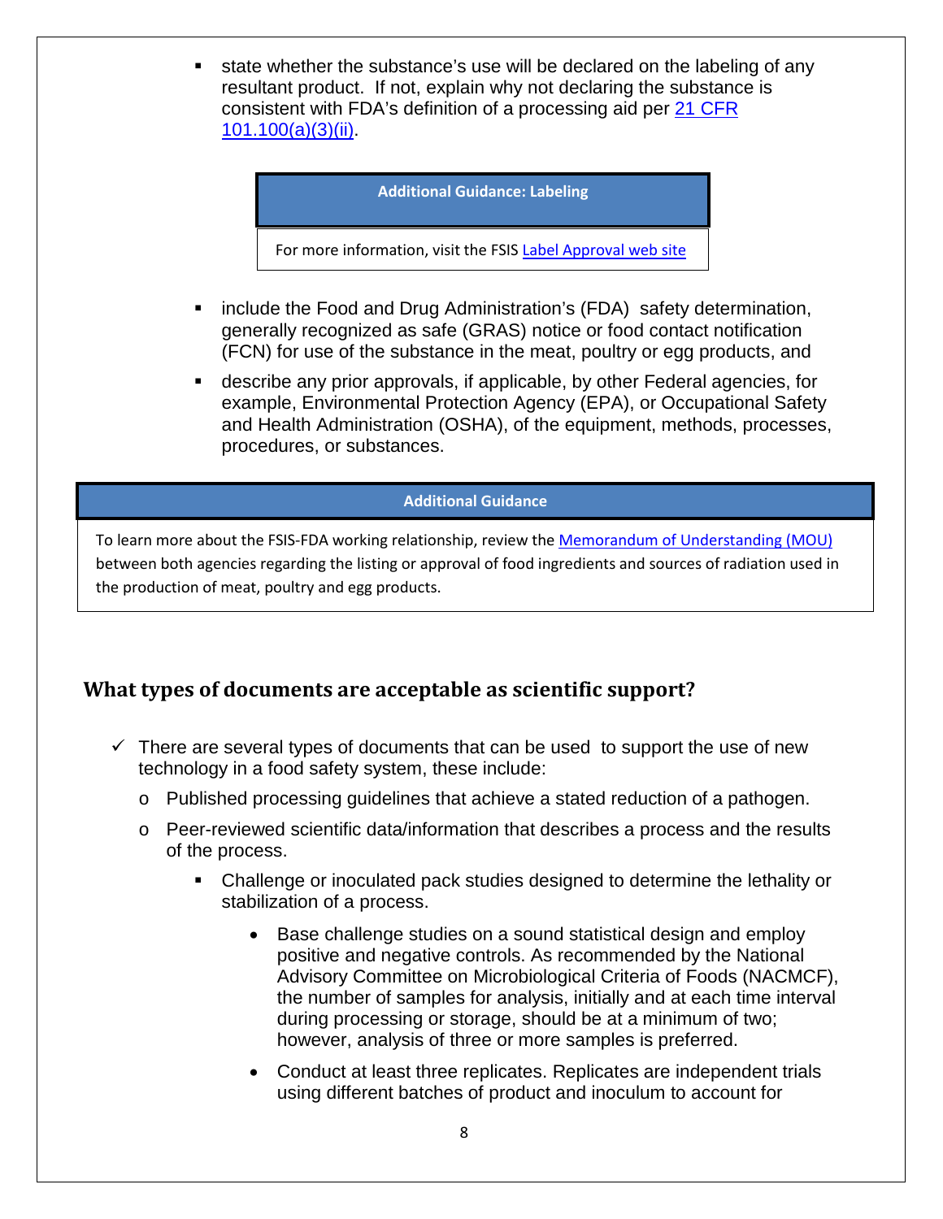- state whether the substance's use will be declared on the labeling of any resultant product. If not, explain why not declaring the substance is consistent with FDA's definition of a processing aid per [21 CFR 101.100(a)(3)(ii)](21 CFR 101.100(a)(3)(ii)).

| **Additional Guidance: Labeling** |
|---|
| For more information, visit the FSIS Label Approval web site |

- include the Food and Drug Administration's (FDA) safety determination, generally recognized as safe (GRAS) notice or food contact notification (FCN) for use of the substance in the meat, poultry or egg products, and
- describe any prior approvals, if applicable, by other Federal agencies, for example, Environmental Protection Agency (EPA), or Occupational Safety and Health Administration (OSHA), of the equipment, methods, processes, procedures, or substances.

| **Additional Guidance** |
|---|
| To learn more about the FSIS-FDA working relationship, review the Memorandum of Understanding (MOU) between both agencies regarding the listing or approval of food ingredients and sources of radiation used in the production of meat, poultry and egg products. |

## What types of documents are acceptable as scientific support?

- ✓ There are several types of documents that can be used to support the use of new technology in a food safety system, these include:
  - Published processing guidelines that achieve a stated reduction of a pathogen.
  - Peer-reviewed scientific data/information that describes a process and the results of the process.
    - Challenge or inoculated pack studies designed to determine the lethality or stabilization of a process.
      - Base challenge studies on a sound statistical design and employ positive and negative controls. As recommended by the National Advisory Committee on Microbiological Criteria of Foods (NACMCF), the number of samples for analysis, initially and at each time interval during processing or storage, should be at a minimum of two; however, analysis of three or more samples is preferred.
      - Conduct at least three replicates. Replicates are independent trials using different batches of product and inoculum to account for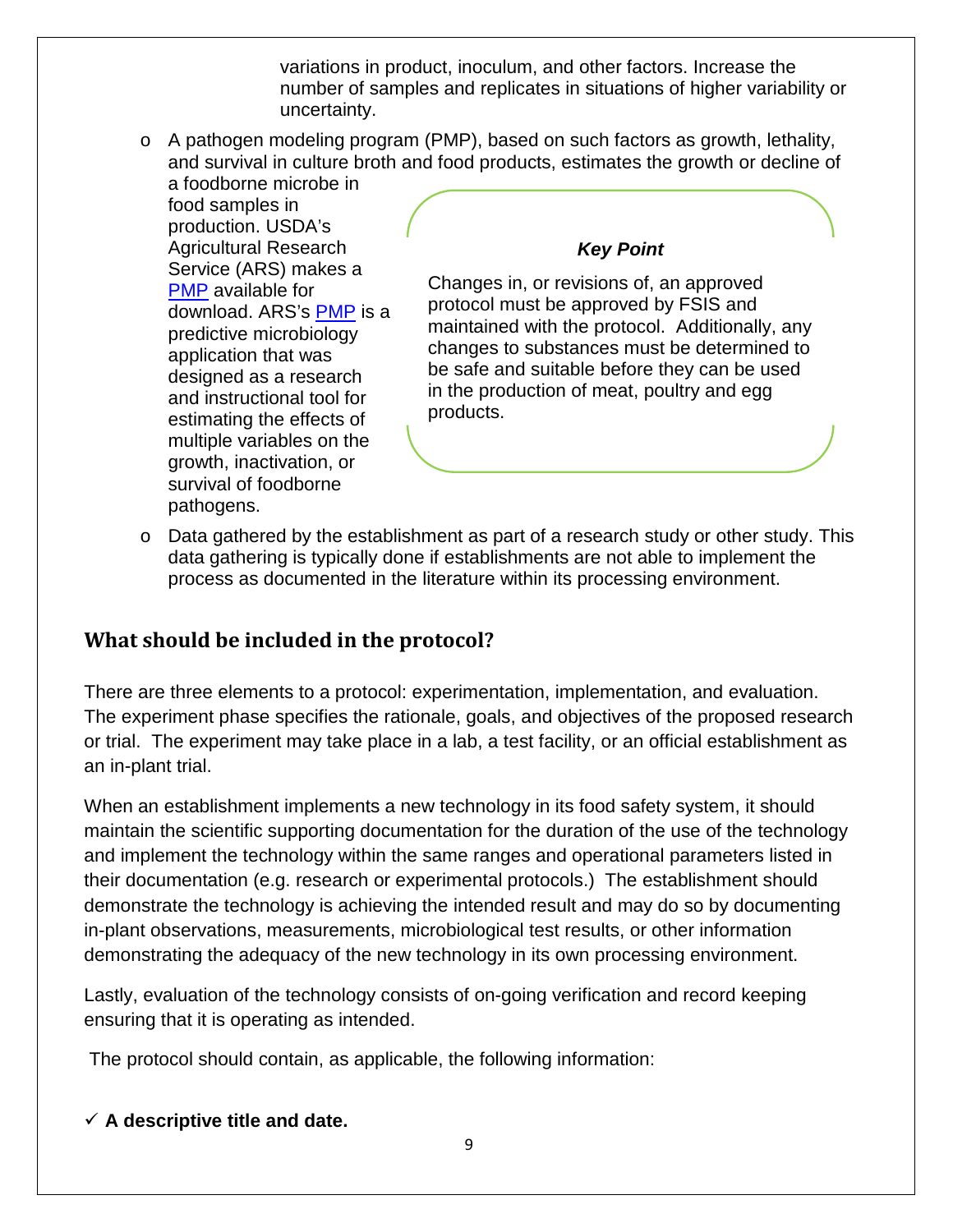variations in product, inoculum, and other factors. Increase the number of samples and replicates in situations of higher variability or uncertainty.

- A pathogen modeling program (PMP), based on such factors as growth, lethality, and survival in culture broth and food products, estimates the growth or decline of a foodborne microbe in food samples in production. USDA's Agricultural Research Service (ARS) makes a PMP available for download. ARS's PMP is a predictive microbiology application that was designed as a research and instructional tool for estimating the effects of multiple variables on the growth, inactivation, or survival of foodborne pathogens.

> ***Key Point***
>
> Changes in, or revisions of, an approved protocol must be approved by FSIS and maintained with the protocol. Additionally, any changes to substances must be determined to be safe and suitable before they can be used in the production of meat, poultry and egg products.

- Data gathered by the establishment as part of a research study or other study. This data gathering is typically done if establishments are not able to implement the process as documented in the literature within its processing environment.

## What should be included in the protocol?

There are three elements to a protocol: experimentation, implementation, and evaluation. The experiment phase specifies the rationale, goals, and objectives of the proposed research or trial. The experiment may take place in a lab, a test facility, or an official establishment as an in-plant trial.

When an establishment implements a new technology in its food safety system, it should maintain the scientific supporting documentation for the duration of the use of the technology and implement the technology within the same ranges and operational parameters listed in their documentation (e.g. research or experimental protocols.) The establishment should demonstrate the technology is achieving the intended result and may do so by documenting in-plant observations, measurements, microbiological test results, or other information demonstrating the adequacy of the new technology in its own processing environment.

Lastly, evaluation of the technology consists of on-going verification and record keeping ensuring that it is operating as intended.

The protocol should contain, as applicable, the following information:

✓ **A descriptive title and date.**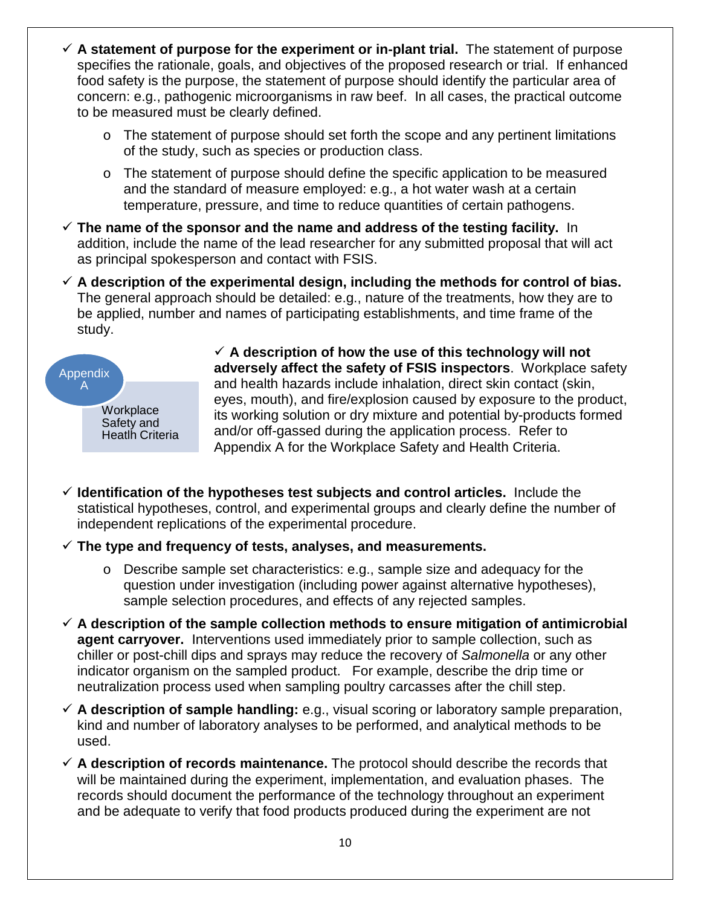- ✓ **A statement of purpose for the experiment or in-plant trial.** The statement of purpose specifies the rationale, goals, and objectives of the proposed research or trial. If enhanced food safety is the purpose, the statement of purpose should identify the particular area of concern: e.g., pathogenic microorganisms in raw beef. In all cases, the practical outcome to be measured must be clearly defined.
  - o The statement of purpose should set forth the scope and any pertinent limitations of the study, such as species or production class.
  - o The statement of purpose should define the specific application to be measured and the standard of measure employed: e.g., a hot water wash at a certain temperature, pressure, and time to reduce quantities of certain pathogens.
- ✓ **The name of the sponsor and the name and address of the testing facility.** In addition, include the name of the lead researcher for any submitted proposal that will act as principal spokesperson and contact with FSIS.
- ✓ **A description of the experimental design, including the methods for control of bias.** The general approach should be detailed: e.g., nature of the treatments, how they are to be applied, number and names of participating establishments, and time frame of the study.

Appendix A

Workplace Safety and Heatlh Criteria

- ✓ **A description of how the use of this technology will not adversely affect the safety of FSIS inspectors**. Workplace safety and health hazards include inhalation, direct skin contact (skin, eyes, mouth), and fire/explosion caused by exposure to the product, its working solution or dry mixture and potential by-products formed and/or off-gassed during the application process. Refer to Appendix A for the Workplace Safety and Health Criteria.
- ✓ **Identification of the hypotheses test subjects and control articles.** Include the statistical hypotheses, control, and experimental groups and clearly define the number of independent replications of the experimental procedure.
- ✓ **The type and frequency of tests, analyses, and measurements.**
  - o Describe sample set characteristics: e.g., sample size and adequacy for the question under investigation (including power against alternative hypotheses), sample selection procedures, and effects of any rejected samples.
- ✓ **A description of the sample collection methods to ensure mitigation of antimicrobial agent carryover.** Interventions used immediately prior to sample collection, such as chiller or post-chill dips and sprays may reduce the recovery of *Salmonella* or any other indicator organism on the sampled product. For example, describe the drip time or neutralization process used when sampling poultry carcasses after the chill step.
- ✓ **A description of sample handling:** e.g., visual scoring or laboratory sample preparation, kind and number of laboratory analyses to be performed, and analytical methods to be used.
- ✓ **A description of records maintenance.** The protocol should describe the records that will be maintained during the experiment, implementation, and evaluation phases. The records should document the performance of the technology throughout an experiment and be adequate to verify that food products produced during the experiment are not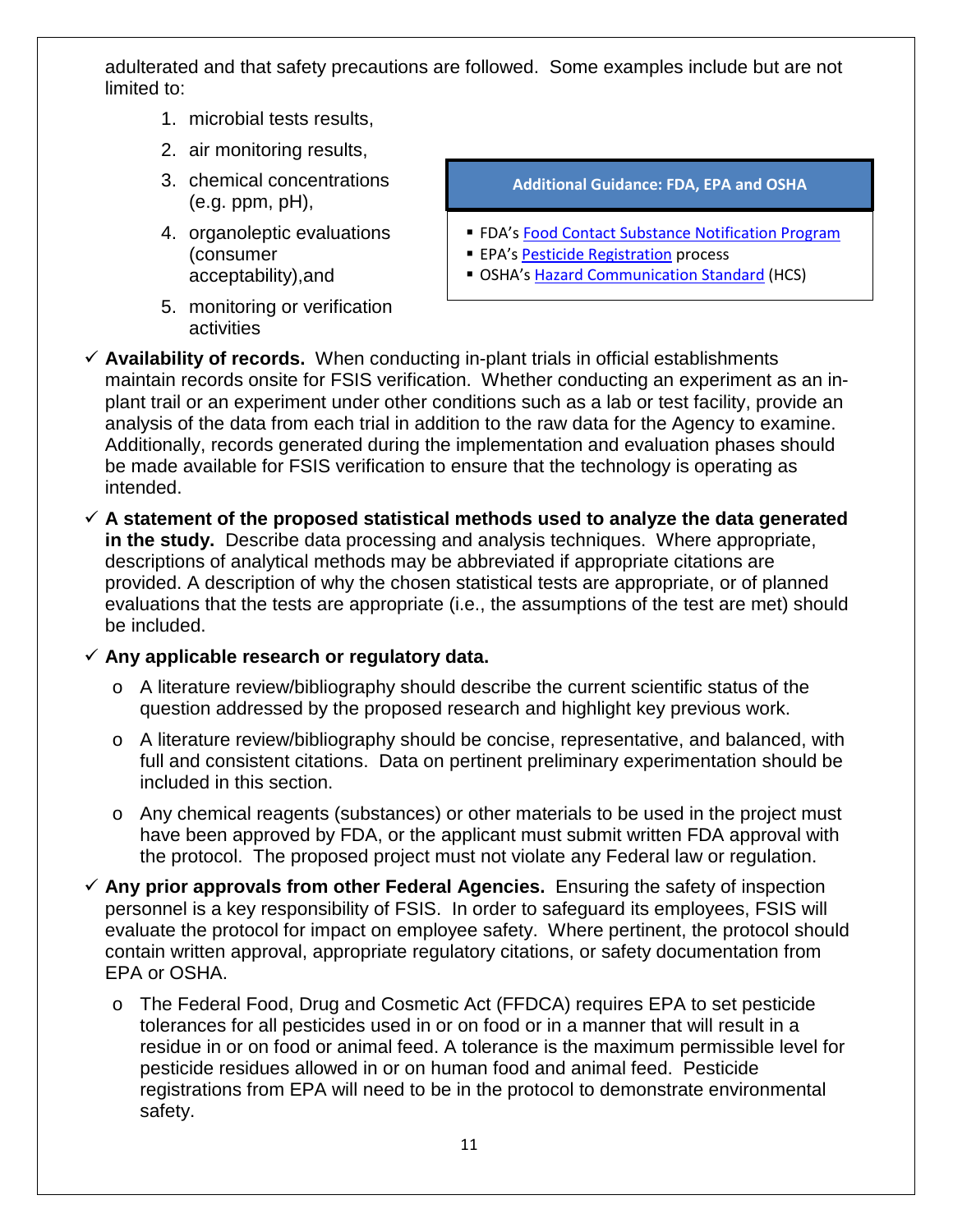adulterated and that safety precautions are followed. Some examples include but are not limited to:

1. microbial tests results,
2. air monitoring results,
3. chemical concentrations (e.g. ppm, pH),
4. organoleptic evaluations (consumer acceptability),and
5. monitoring or verification activities

**Additional Guidance: FDA, EPA and OSHA**

- FDA's Food Contact Substance Notification Program
- EPA's Pesticide Registration process
- OSHA's Hazard Communication Standard (HCS)

✓ **Availability of records.** When conducting in-plant trials in official establishments maintain records onsite for FSIS verification. Whether conducting an experiment as an in-plant trail or an experiment under other conditions such as a lab or test facility, provide an analysis of the data from each trial in addition to the raw data for the Agency to examine. Additionally, records generated during the implementation and evaluation phases should be made available for FSIS verification to ensure that the technology is operating as intended.

✓ **A statement of the proposed statistical methods used to analyze the data generated in the study.** Describe data processing and analysis techniques. Where appropriate, descriptions of analytical methods may be abbreviated if appropriate citations are provided. A description of why the chosen statistical tests are appropriate, or of planned evaluations that the tests are appropriate (i.e., the assumptions of the test are met) should be included.

✓ **Any applicable research or regulatory data.**

- A literature review/bibliography should describe the current scientific status of the question addressed by the proposed research and highlight key previous work.
- A literature review/bibliography should be concise, representative, and balanced, with full and consistent citations. Data on pertinent preliminary experimentation should be included in this section.
- Any chemical reagents (substances) or other materials to be used in the project must have been approved by FDA, or the applicant must submit written FDA approval with the protocol. The proposed project must not violate any Federal law or regulation.

✓ **Any prior approvals from other Federal Agencies.** Ensuring the safety of inspection personnel is a key responsibility of FSIS. In order to safeguard its employees, FSIS will evaluate the protocol for impact on employee safety. Where pertinent, the protocol should contain written approval, appropriate regulatory citations, or safety documentation from EPA or OSHA.

- The Federal Food, Drug and Cosmetic Act (FFDCA) requires EPA to set pesticide tolerances for all pesticides used in or on food or in a manner that will result in a residue in or on food or animal feed. A tolerance is the maximum permissible level for pesticide residues allowed in or on human food and animal feed. Pesticide registrations from EPA will need to be in the protocol to demonstrate environmental safety.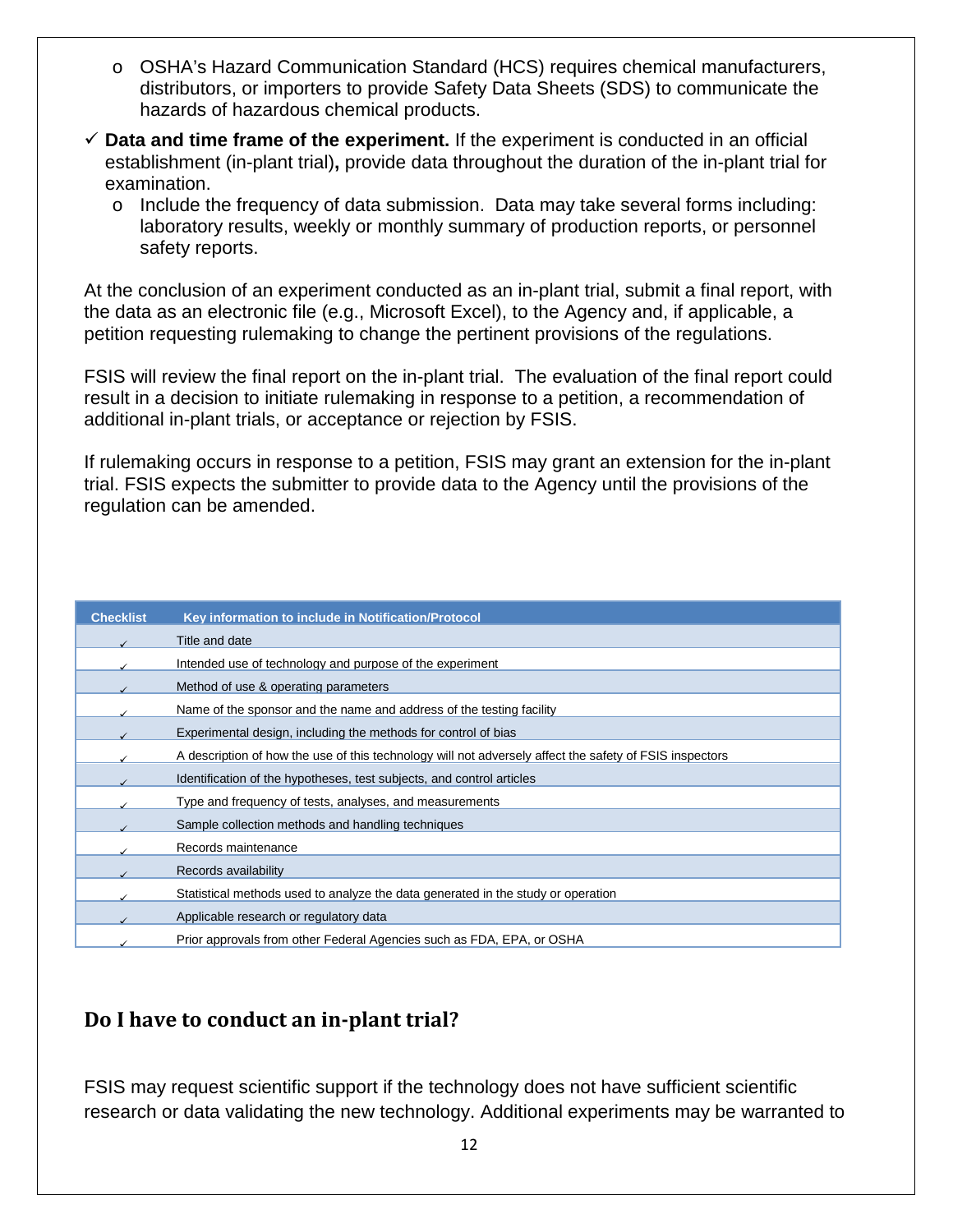- OSHA's Hazard Communication Standard (HCS) requires chemical manufacturers, distributors, or importers to provide Safety Data Sheets (SDS) to communicate the hazards of hazardous chemical products.

- ✓ **Data and time frame of the experiment.** If the experiment is conducted in an official establishment (in-plant trial)**,** provide data throughout the duration of the in-plant trial for examination.
  - Include the frequency of data submission. Data may take several forms including: laboratory results, weekly or monthly summary of production reports, or personnel safety reports.

At the conclusion of an experiment conducted as an in-plant trial, submit a final report, with the data as an electronic file (e.g., Microsoft Excel), to the Agency and, if applicable, a petition requesting rulemaking to change the pertinent provisions of the regulations.

FSIS will review the final report on the in-plant trial. The evaluation of the final report could result in a decision to initiate rulemaking in response to a petition, a recommendation of additional in-plant trials, or acceptance or rejection by FSIS.

If rulemaking occurs in response to a petition, FSIS may grant an extension for the in-plant trial. FSIS expects the submitter to provide data to the Agency until the provisions of the regulation can be amended.

| Checklist | Key information to include in Notification/Protocol |
|---|---|
| ✓ | Title and date |
| ✓ | Intended use of technology and purpose of the experiment |
| ✓ | Method of use & operating parameters |
| ✓ | Name of the sponsor and the name and address of the testing facility |
| ✓ | Experimental design, including the methods for control of bias |
| ✓ | A description of how the use of this technology will not adversely affect the safety of FSIS inspectors |
| ✓ | Identification of the hypotheses, test subjects, and control articles |
| ✓ | Type and frequency of tests, analyses, and measurements |
| ✓ | Sample collection methods and handling techniques |
| ✓ | Records maintenance |
| ✓ | Records availability |
| ✓ | Statistical methods used to analyze the data generated in the study or operation |
| ✓ | Applicable research or regulatory data |
| ✓ | Prior approvals from other Federal Agencies such as FDA, EPA, or OSHA |

## Do I have to conduct an in-plant trial?

FSIS may request scientific support if the technology does not have sufficient scientific research or data validating the new technology. Additional experiments may be warranted to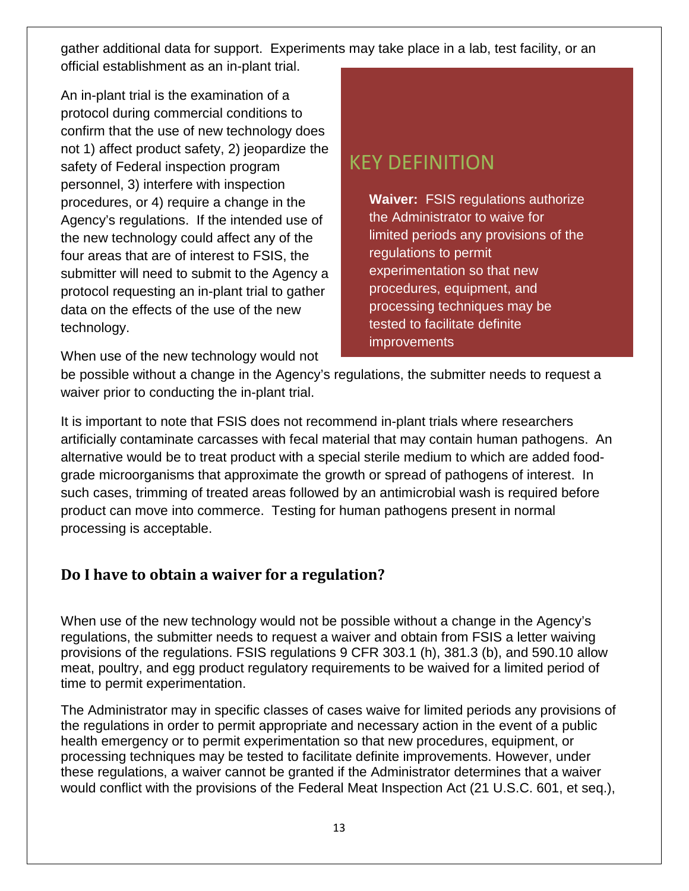gather additional data for support. Experiments may take place in a lab, test facility, or an official establishment as an in-plant trial.

An in-plant trial is the examination of a protocol during commercial conditions to confirm that the use of new technology does not 1) affect product safety, 2) jeopardize the safety of Federal inspection program personnel, 3) interfere with inspection procedures, or 4) require a change in the Agency's regulations. If the intended use of the new technology could affect any of the four areas that are of interest to FSIS, the submitter will need to submit to the Agency a protocol requesting an in-plant trial to gather data on the effects of the use of the new technology.

> ## KEY DEFINITION
>
> **Waiver:** FSIS regulations authorize the Administrator to waive for limited periods any provisions of the regulations to permit experimentation so that new procedures, equipment, and processing techniques may be tested to facilitate definite improvements

When use of the new technology would not be possible without a change in the Agency's regulations, the submitter needs to request a waiver prior to conducting the in-plant trial.

It is important to note that FSIS does not recommend in-plant trials where researchers artificially contaminate carcasses with fecal material that may contain human pathogens. An alternative would be to treat product with a special sterile medium to which are added food-grade microorganisms that approximate the growth or spread of pathogens of interest. In such cases, trimming of treated areas followed by an antimicrobial wash is required before product can move into commerce. Testing for human pathogens present in normal processing is acceptable.

## Do I have to obtain a waiver for a regulation?

When use of the new technology would not be possible without a change in the Agency's regulations, the submitter needs to request a waiver and obtain from FSIS a letter waiving provisions of the regulations. FSIS regulations 9 CFR 303.1 (h), 381.3 (b), and 590.10 allow meat, poultry, and egg product regulatory requirements to be waived for a limited period of time to permit experimentation.

The Administrator may in specific classes of cases waive for limited periods any provisions of the regulations in order to permit appropriate and necessary action in the event of a public health emergency or to permit experimentation so that new procedures, equipment, or processing techniques may be tested to facilitate definite improvements. However, under these regulations, a waiver cannot be granted if the Administrator determines that a waiver would conflict with the provisions of the Federal Meat Inspection Act (21 U.S.C. 601, et seq.),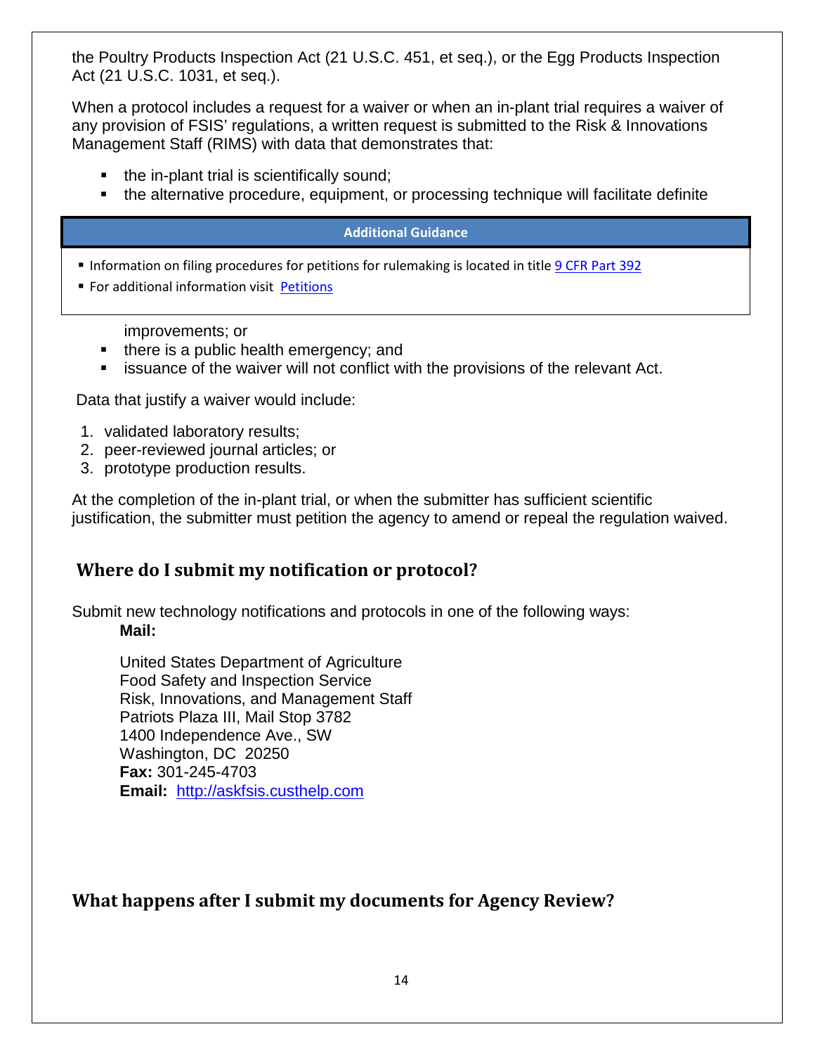the Poultry Products Inspection Act (21 U.S.C. 451, et seq.), or the Egg Products Inspection Act (21 U.S.C. 1031, et seq.).

When a protocol includes a request for a waiver or when an in-plant trial requires a waiver of any provision of FSIS' regulations, a written request is submitted to the Risk & Innovations Management Staff (RIMS) with data that demonstrates that:

- the in-plant trial is scientifically sound;
- the alternative procedure, equipment, or processing technique will facilitate definite improvements; or
- there is a public health emergency; and
- issuance of the waiver will not conflict with the provisions of the relevant Act.

> **Additional Guidance**
>
> - Information on filing procedures for petitions for rulemaking is located in title 9 CFR Part 392
> - For additional information visit Petitions

Data that justify a waiver would include:

1. validated laboratory results;
2. peer-reviewed journal articles; or
3. prototype production results.

At the completion of the in-plant trial, or when the submitter has sufficient scientific justification, the submitter must petition the agency to amend or repeal the regulation waived.

## Where do I submit my notification or protocol?

Submit new technology notifications and protocols in one of the following ways:

**Mail:**

United States Department of Agriculture
Food Safety and Inspection Service
Risk, Innovations, and Management Staff
Patriots Plaza III, Mail Stop 3782
1400 Independence Ave., SW
Washington, DC 20250
**Fax:** 301-245-4703
**Email:** http://askfsis.custhelp.com

## What happens after I submit my documents for Agency Review?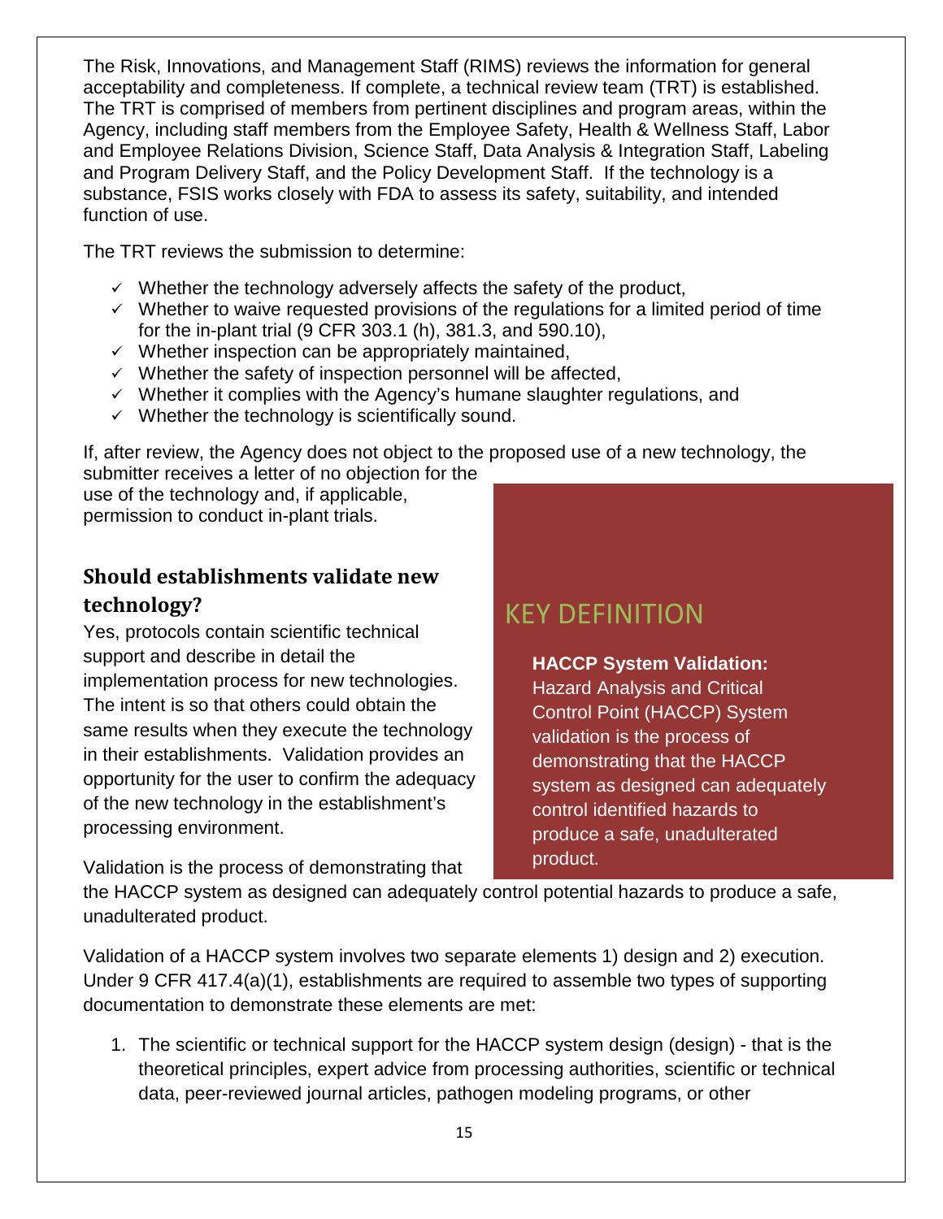The Risk, Innovations, and Management Staff (RIMS) reviews the information for general acceptability and completeness. If complete, a technical review team (TRT) is established. The TRT is comprised of members from pertinent disciplines and program areas, within the Agency, including staff members from the Employee Safety, Health & Wellness Staff, Labor and Employee Relations Division, Science Staff, Data Analysis & Integration Staff, Labeling and Program Delivery Staff, and the Policy Development Staff. If the technology is a substance, FSIS works closely with FDA to assess its safety, suitability, and intended function of use.

The TRT reviews the submission to determine:

- ✓ Whether the technology adversely affects the safety of the product,
- ✓ Whether to waive requested provisions of the regulations for a limited period of time for the in-plant trial (9 CFR 303.1 (h), 381.3, and 590.10),
- ✓ Whether inspection can be appropriately maintained,
- ✓ Whether the safety of inspection personnel will be affected,
- ✓ Whether it complies with the Agency's humane slaughter regulations, and
- ✓ Whether the technology is scientifically sound.

If, after review, the Agency does not object to the proposed use of a new technology, the submitter receives a letter of no objection for the use of the technology and, if applicable, permission to conduct in-plant trials.

## Should establishments validate new technology?

Yes, protocols contain scientific technical support and describe in detail the implementation process for new technologies. The intent is so that others could obtain the same results when they execute the technology in their establishments. Validation provides an opportunity for the user to confirm the adequacy of the new technology in the establishment's processing environment.

> **KEY DEFINITION**
>
> **HACCP System Validation:** Hazard Analysis and Critical Control Point (HACCP) System validation is the process of demonstrating that the HACCP system as designed can adequately control identified hazards to produce a safe, unadulterated product.

Validation is the process of demonstrating that the HACCP system as designed can adequately control potential hazards to produce a safe, unadulterated product.

Validation of a HACCP system involves two separate elements 1) design and 2) execution. Under 9 CFR 417.4(a)(1), establishments are required to assemble two types of supporting documentation to demonstrate these elements are met:

1. The scientific or technical support for the HACCP system design (design) - that is the theoretical principles, expert advice from processing authorities, scientific or technical data, peer-reviewed journal articles, pathogen modeling programs, or other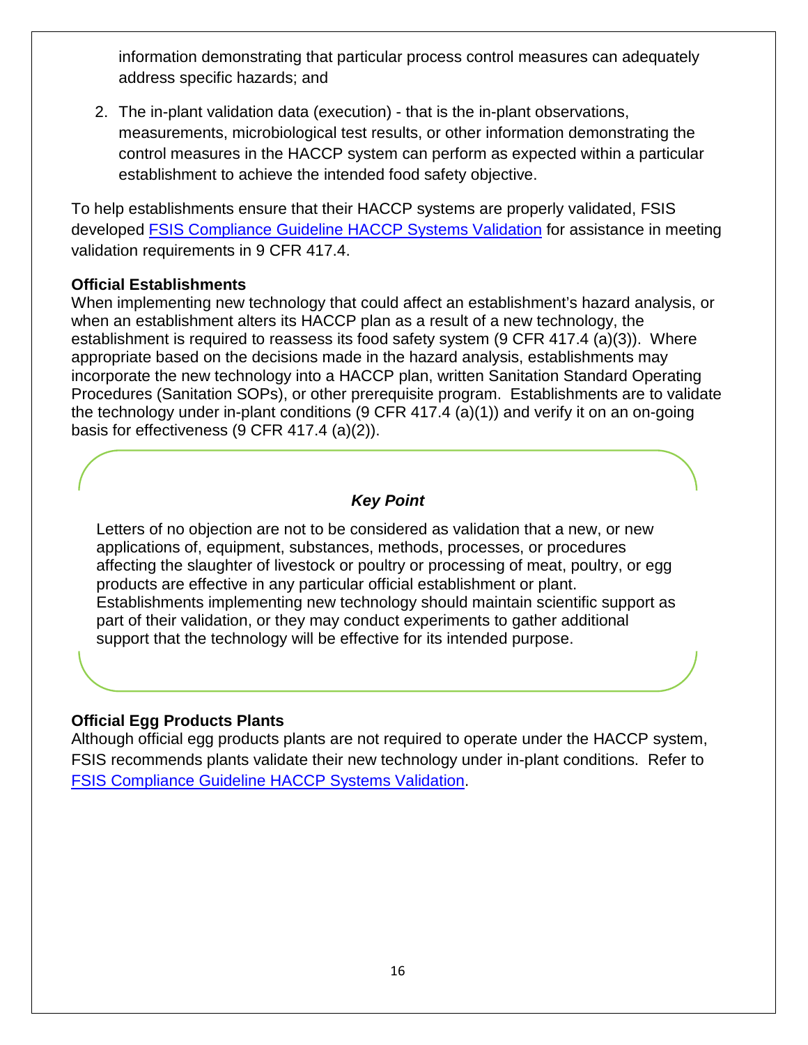information demonstrating that particular process control measures can adequately address specific hazards; and

2. The in-plant validation data (execution) - that is the in-plant observations, measurements, microbiological test results, or other information demonstrating the control measures in the HACCP system can perform as expected within a particular establishment to achieve the intended food safety objective.

To help establishments ensure that their HACCP systems are properly validated, FSIS developed [FSIS Compliance Guideline HACCP Systems Validation] for assistance in meeting validation requirements in 9 CFR 417.4.

**Official Establishments**

When implementing new technology that could affect an establishment's hazard analysis, or when an establishment alters its HACCP plan as a result of a new technology, the establishment is required to reassess its food safety system (9 CFR 417.4 (a)(3)). Where appropriate based on the decisions made in the hazard analysis, establishments may incorporate the new technology into a HACCP plan, written Sanitation Standard Operating Procedures (Sanitation SOPs), or other prerequisite program. Establishments are to validate the technology under in-plant conditions (9 CFR 417.4 (a)(1)) and verify it on an on-going basis for effectiveness (9 CFR 417.4 (a)(2)).

***Key Point***

Letters of no objection are not to be considered as validation that a new, or new applications of, equipment, substances, methods, processes, or procedures affecting the slaughter of livestock or poultry or processing of meat, poultry, or egg products are effective in any particular official establishment or plant. Establishments implementing new technology should maintain scientific support as part of their validation, or they may conduct experiments to gather additional support that the technology will be effective for its intended purpose.

**Official Egg Products Plants**

Although official egg products plants are not required to operate under the HACCP system, FSIS recommends plants validate their new technology under in-plant conditions. Refer to [FSIS Compliance Guideline HACCP Systems Validation].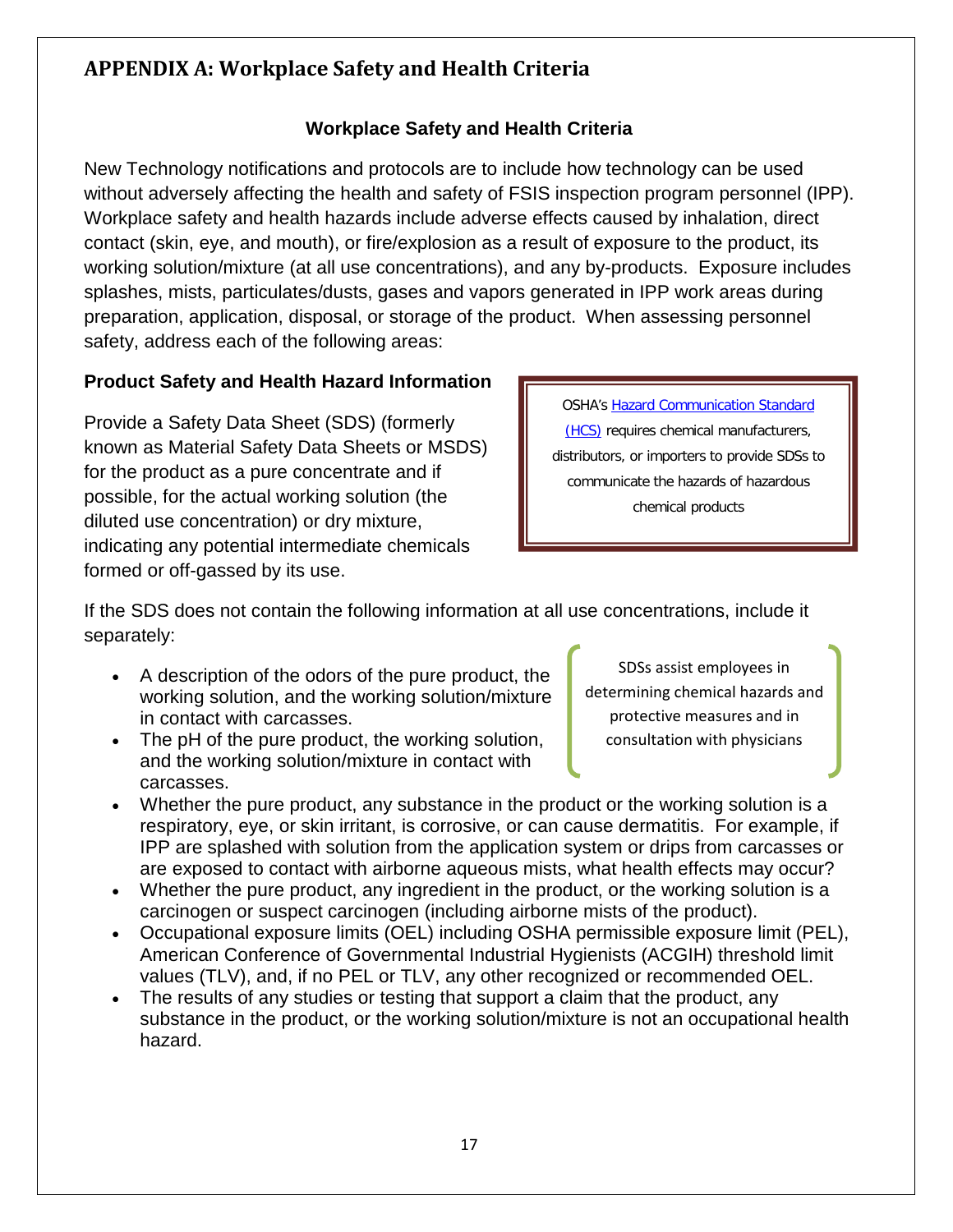# APPENDIX A: Workplace Safety and Health Criteria

### Workplace Safety and Health Criteria

New Technology notifications and protocols are to include how technology can be used without adversely affecting the health and safety of FSIS inspection program personnel (IPP). Workplace safety and health hazards include adverse effects caused by inhalation, direct contact (skin, eye, and mouth), or fire/explosion as a result of exposure to the product, its working solution/mixture (at all use concentrations), and any by-products. Exposure includes splashes, mists, particulates/dusts, gases and vapors generated in IPP work areas during preparation, application, disposal, or storage of the product. When assessing personnel safety, address each of the following areas:

### Product Safety and Health Hazard Information

Provide a Safety Data Sheet (SDS) (formerly known as Material Safety Data Sheets or MSDS) for the product as a pure concentrate and if possible, for the actual working solution (the diluted use concentration) or dry mixture, indicating any potential intermediate chemicals formed or off-gassed by its use.

> OSHA's Hazard Communication Standard (HCS) requires chemical manufacturers, distributors, or importers to provide SDSs to communicate the hazards of hazardous chemical products

If the SDS does not contain the following information at all use concentrations, include it separately:

> SDSs assist employees in determining chemical hazards and protective measures and in consultation with physicians

- A description of the odors of the pure product, the working solution, and the working solution/mixture in contact with carcasses.
- The pH of the pure product, the working solution, and the working solution/mixture in contact with carcasses.
- Whether the pure product, any substance in the product or the working solution is a respiratory, eye, or skin irritant, is corrosive, or can cause dermatitis. For example, if IPP are splashed with solution from the application system or drips from carcasses or are exposed to contact with airborne aqueous mists, what health effects may occur?
- Whether the pure product, any ingredient in the product, or the working solution is a carcinogen or suspect carcinogen (including airborne mists of the product).
- Occupational exposure limits (OEL) including OSHA permissible exposure limit (PEL), American Conference of Governmental Industrial Hygienists (ACGIH) threshold limit values (TLV), and, if no PEL or TLV, any other recognized or recommended OEL.
- The results of any studies or testing that support a claim that the product, any substance in the product, or the working solution/mixture is not an occupational health hazard.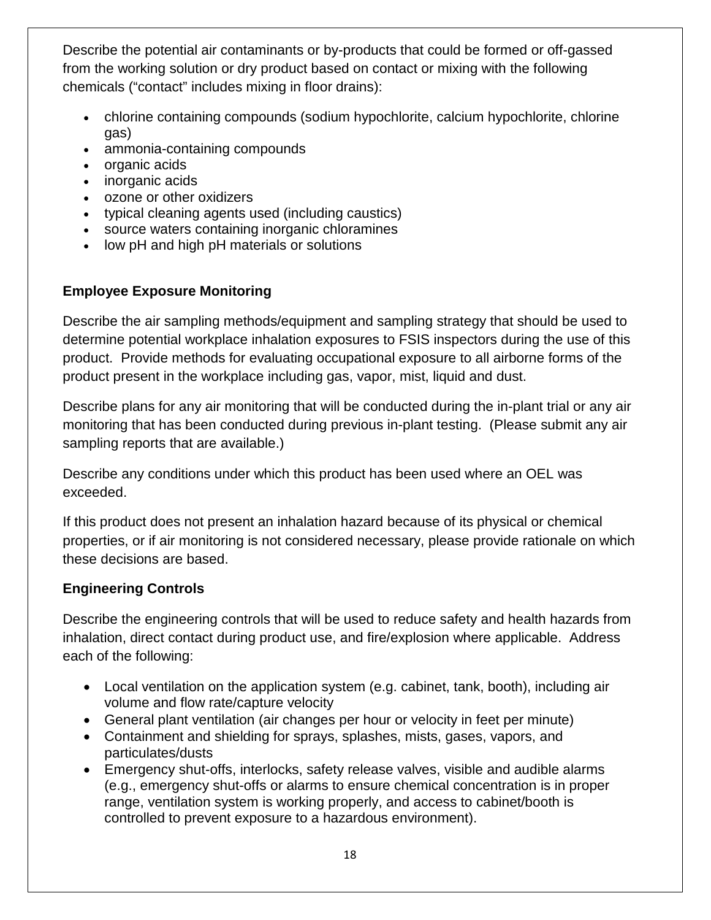Describe the potential air contaminants or by-products that could be formed or off-gassed from the working solution or dry product based on contact or mixing with the following chemicals ("contact" includes mixing in floor drains):

- chlorine containing compounds (sodium hypochlorite, calcium hypochlorite, chlorine gas)
- ammonia-containing compounds
- organic acids
- inorganic acids
- ozone or other oxidizers
- typical cleaning agents used (including caustics)
- source waters containing inorganic chloramines
- low pH and high pH materials or solutions

**Employee Exposure Monitoring**

Describe the air sampling methods/equipment and sampling strategy that should be used to determine potential workplace inhalation exposures to FSIS inspectors during the use of this product. Provide methods for evaluating occupational exposure to all airborne forms of the product present in the workplace including gas, vapor, mist, liquid and dust.

Describe plans for any air monitoring that will be conducted during the in-plant trial or any air monitoring that has been conducted during previous in-plant testing. (Please submit any air sampling reports that are available.)

Describe any conditions under which this product has been used where an OEL was exceeded.

If this product does not present an inhalation hazard because of its physical or chemical properties, or if air monitoring is not considered necessary, please provide rationale on which these decisions are based.

**Engineering Controls**

Describe the engineering controls that will be used to reduce safety and health hazards from inhalation, direct contact during product use, and fire/explosion where applicable. Address each of the following:

- Local ventilation on the application system (e.g. cabinet, tank, booth), including air volume and flow rate/capture velocity
- General plant ventilation (air changes per hour or velocity in feet per minute)
- Containment and shielding for sprays, splashes, mists, gases, vapors, and particulates/dusts
- Emergency shut-offs, interlocks, safety release valves, visible and audible alarms (e.g., emergency shut-offs or alarms to ensure chemical concentration is in proper range, ventilation system is working properly, and access to cabinet/booth is controlled to prevent exposure to a hazardous environment).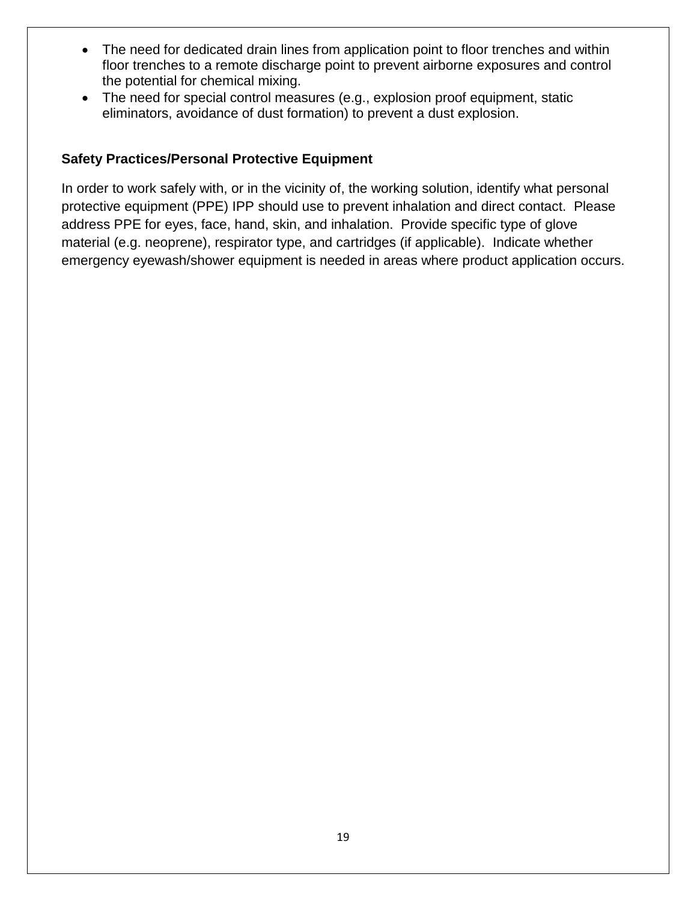- The need for dedicated drain lines from application point to floor trenches and within floor trenches to a remote discharge point to prevent airborne exposures and control the potential for chemical mixing.
- The need for special control measures (e.g., explosion proof equipment, static eliminators, avoidance of dust formation) to prevent a dust explosion.

**Safety Practices/Personal Protective Equipment**

In order to work safely with, or in the vicinity of, the working solution, identify what personal protective equipment (PPE) IPP should use to prevent inhalation and direct contact. Please address PPE for eyes, face, hand, skin, and inhalation. Provide specific type of glove material (e.g. neoprene), respirator type, and cartridges (if applicable). Indicate whether emergency eyewash/shower equipment is needed in areas where product application occurs.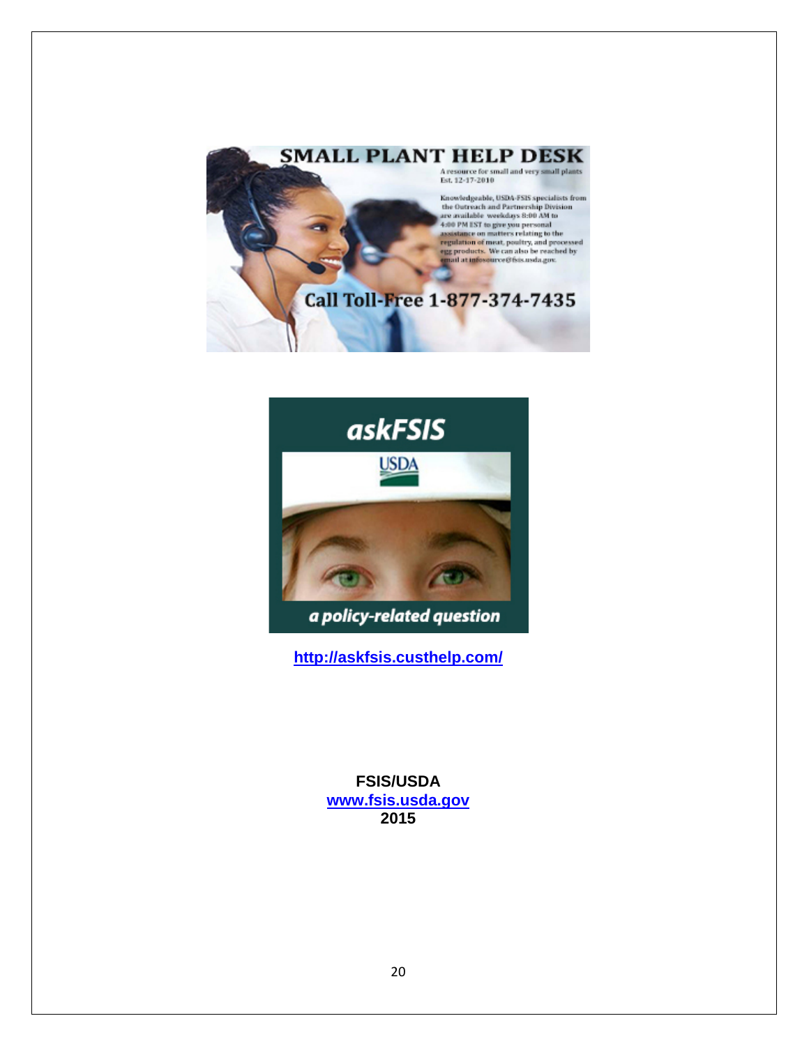SMALL PLANT HELP DESK

A resource for small and very small plants
Est. 12-17-2010

Knowledgeable, USDA-FSIS specialists from the Outreach and Partnership Division are available weekdays 8:00 AM to 4:00 PM EST to give you personal assistance on matters relating to the regulation of meat, poultry, and processed egg products. We can also be reached by email at infosource@fsis.usda.gov.

Call Toll-Free 1-877-374-7435

askFSIS

USDA

a policy-related question

http://askfsis.custhelp.com/

**FSIS/USDA**
**www.fsis.usda.gov**
**2015**